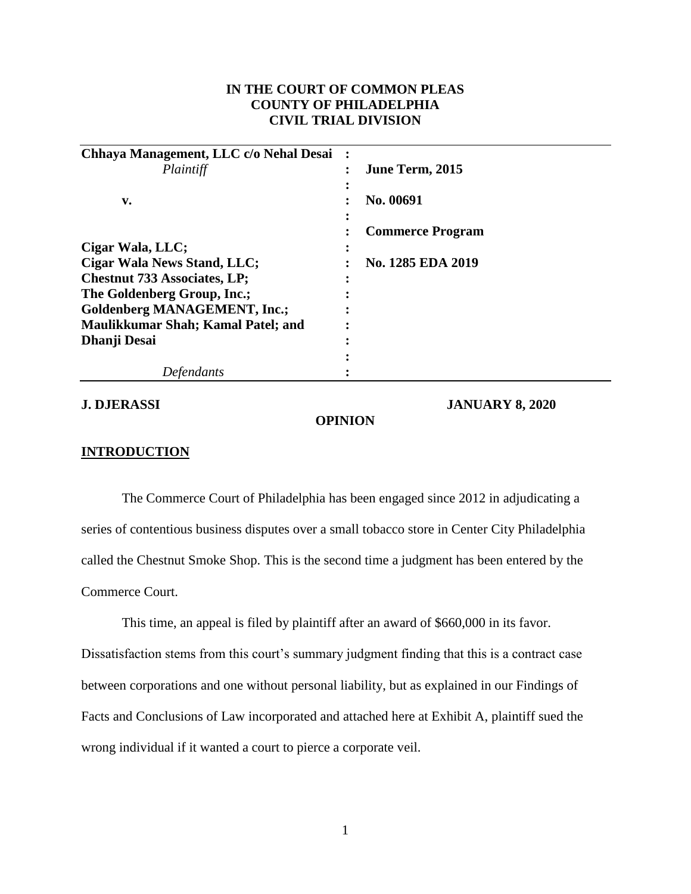**IN THE COURT OF COMMON PLEAS**
**COUNTY OF PHILADELPHIA**
**CIVIL TRIAL DIVISION**

| | | |
|---|---|---|
| **Chhaya Management, LLC c/o Nehal Desai** | : | |
| *Plaintiff* | : | **June Term, 2015** |
| | : | |
| **v.** | : | **No. 00691** |
| | : | |
| | : | **Commerce Program** |
| **Cigar Wala, LLC;** | : | |
| **Cigar Wala News Stand, LLC;** | : | **No. 1285 EDA 2019** |
| **Chestnut 733 Associates, LP;** | : | |
| **The Goldenberg Group, Inc.;** | : | |
| **Goldenberg MANAGEMENT, Inc.;** | : | |
| **Maulikkumar Shah; Kamal Patel; and** | : | |
| **Dhanji Desai** | : | |
| | : | |
| *Defendants* | : | |

**J. DJERASSI** **JANUARY 8, 2020**

**OPINION**

**INTRODUCTION**

The Commerce Court of Philadelphia has been engaged since 2012 in adjudicating a series of contentious business disputes over a small tobacco store in Center City Philadelphia called the Chestnut Smoke Shop. This is the second time a judgment has been entered by the Commerce Court.

This time, an appeal is filed by plaintiff after an award of $660,000 in its favor. Dissatisfaction stems from this court's summary judgment finding that this is a contract case between corporations and one without personal liability, but as explained in our Findings of Facts and Conclusions of Law incorporated and attached here at Exhibit A, plaintiff sued the wrong individual if it wanted a court to pierce a corporate veil.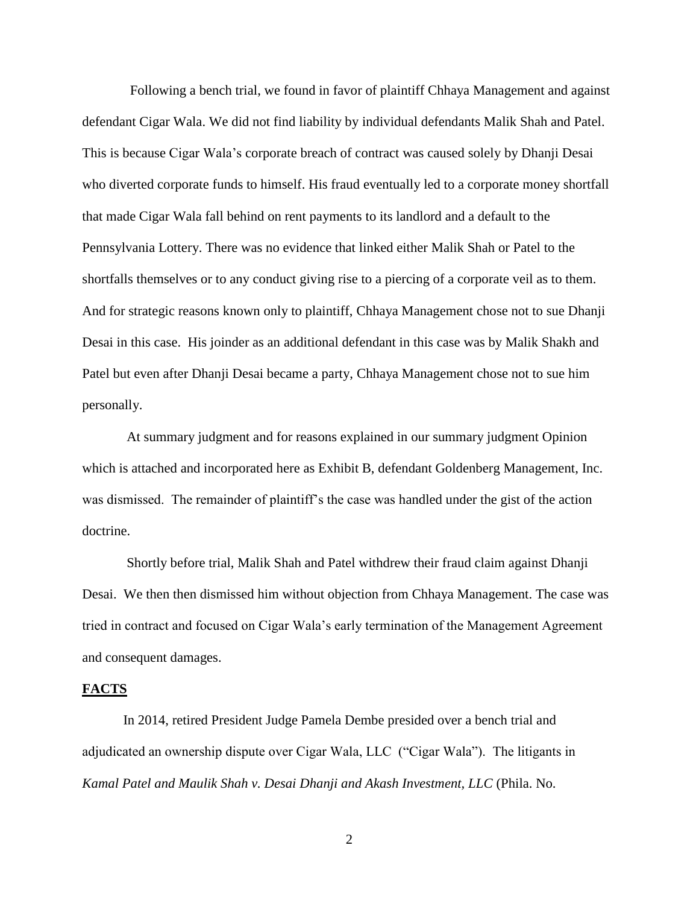Following a bench trial, we found in favor of plaintiff Chhaya Management and against defendant Cigar Wala. We did not find liability by individual defendants Malik Shah and Patel. This is because Cigar Wala's corporate breach of contract was caused solely by Dhanji Desai who diverted corporate funds to himself. His fraud eventually led to a corporate money shortfall that made Cigar Wala fall behind on rent payments to its landlord and a default to the Pennsylvania Lottery. There was no evidence that linked either Malik Shah or Patel to the shortfalls themselves or to any conduct giving rise to a piercing of a corporate veil as to them. And for strategic reasons known only to plaintiff, Chhaya Management chose not to sue Dhanji Desai in this case. His joinder as an additional defendant in this case was by Malik Shakh and Patel but even after Dhanji Desai became a party, Chhaya Management chose not to sue him personally.

At summary judgment and for reasons explained in our summary judgment Opinion which is attached and incorporated here as Exhibit B, defendant Goldenberg Management, Inc. was dismissed. The remainder of plaintiff's the case was handled under the gist of the action doctrine.

Shortly before trial, Malik Shah and Patel withdrew their fraud claim against Dhanji Desai. We then then dismissed him without objection from Chhaya Management. The case was tried in contract and focused on Cigar Wala's early termination of the Management Agreement and consequent damages.

**FACTS**

In 2014, retired President Judge Pamela Dembe presided over a bench trial and adjudicated an ownership dispute over Cigar Wala, LLC ("Cigar Wala"). The litigants in *Kamal Patel and Maulik Shah v. Desai Dhanji and Akash Investment, LLC* (Phila. No.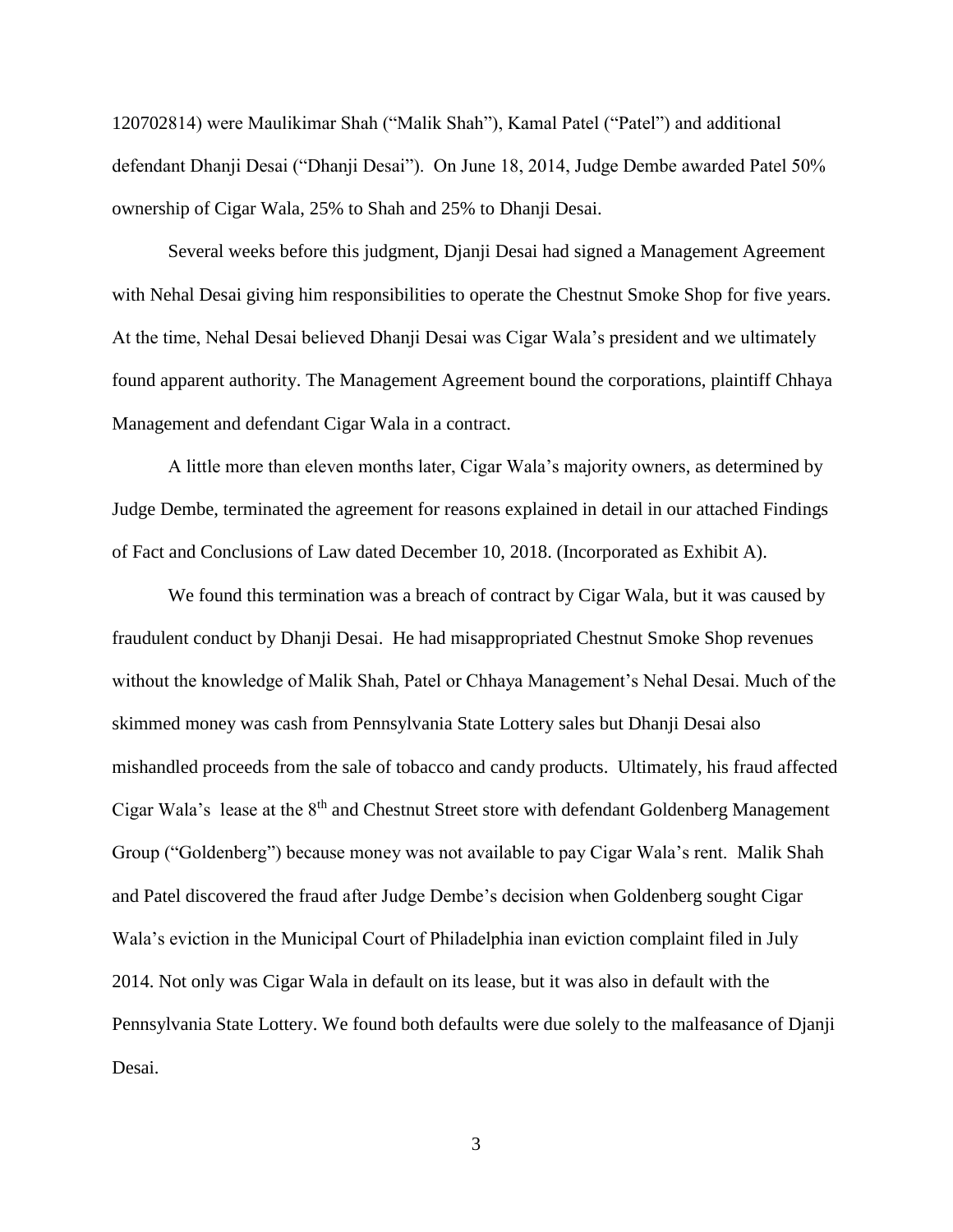120702814) were Maulikimar Shah ("Malik Shah"), Kamal Patel ("Patel") and additional defendant Dhanji Desai ("Dhanji Desai"). On June 18, 2014, Judge Dembe awarded Patel 50% ownership of Cigar Wala, 25% to Shah and 25% to Dhanji Desai.

Several weeks before this judgment, Djanji Desai had signed a Management Agreement with Nehal Desai giving him responsibilities to operate the Chestnut Smoke Shop for five years. At the time, Nehal Desai believed Dhanji Desai was Cigar Wala's president and we ultimately found apparent authority. The Management Agreement bound the corporations, plaintiff Chhaya Management and defendant Cigar Wala in a contract.

A little more than eleven months later, Cigar Wala's majority owners, as determined by Judge Dembe, terminated the agreement for reasons explained in detail in our attached Findings of Fact and Conclusions of Law dated December 10, 2018. (Incorporated as Exhibit A).

We found this termination was a breach of contract by Cigar Wala, but it was caused by fraudulent conduct by Dhanji Desai. He had misappropriated Chestnut Smoke Shop revenues without the knowledge of Malik Shah, Patel or Chhaya Management's Nehal Desai. Much of the skimmed money was cash from Pennsylvania State Lottery sales but Dhanji Desai also mishandled proceeds from the sale of tobacco and candy products. Ultimately, his fraud affected Cigar Wala's lease at the 8th and Chestnut Street store with defendant Goldenberg Management Group ("Goldenberg") because money was not available to pay Cigar Wala's rent. Malik Shah and Patel discovered the fraud after Judge Dembe's decision when Goldenberg sought Cigar Wala's eviction in the Municipal Court of Philadelphia inan eviction complaint filed in July 2014. Not only was Cigar Wala in default on its lease, but it was also in default with the Pennsylvania State Lottery. We found both defaults were due solely to the malfeasance of Djanji Desai.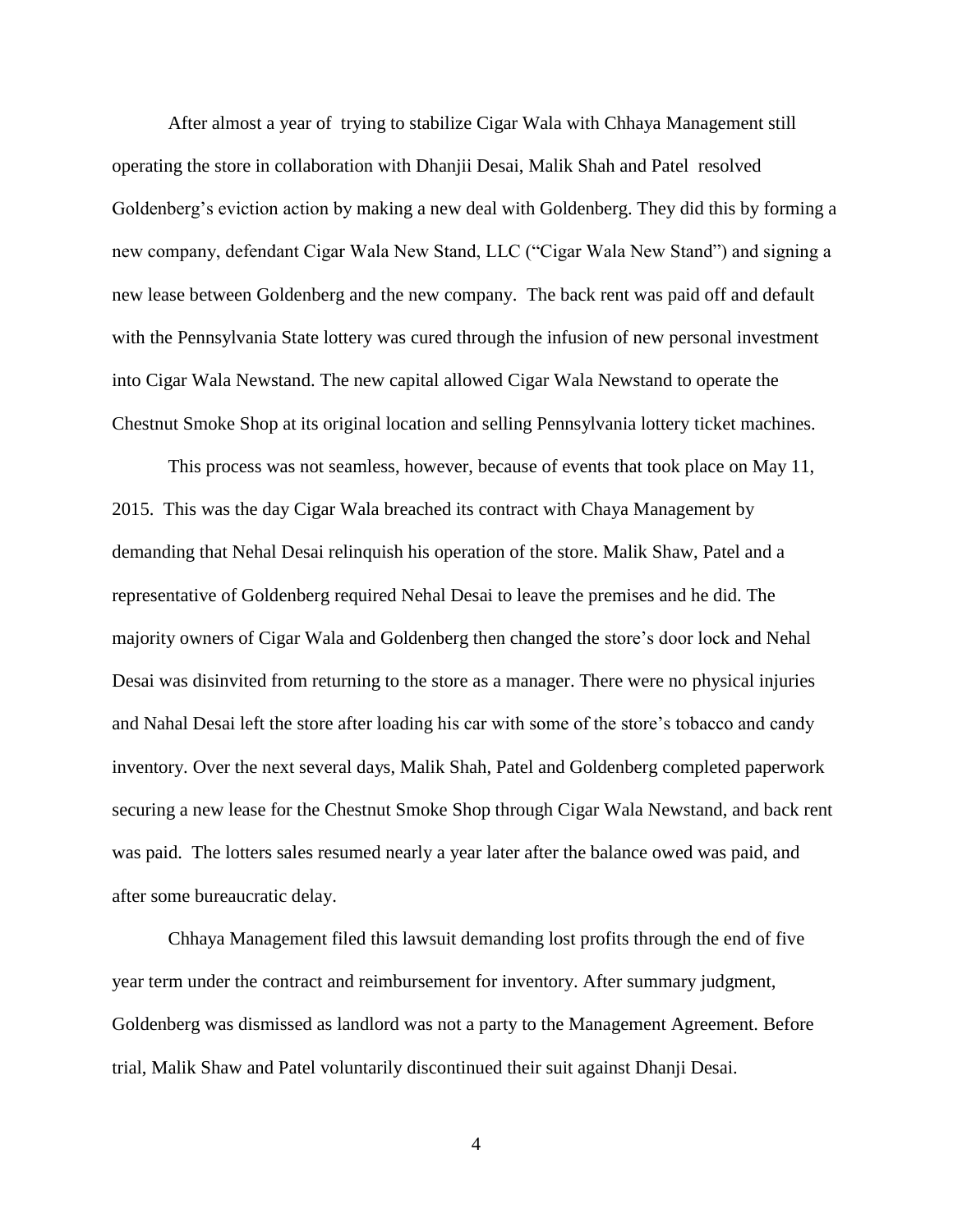After almost a year of trying to stabilize Cigar Wala with Chhaya Management still operating the store in collaboration with Dhanjii Desai, Malik Shah and Patel resolved Goldenberg's eviction action by making a new deal with Goldenberg. They did this by forming a new company, defendant Cigar Wala New Stand, LLC ("Cigar Wala New Stand") and signing a new lease between Goldenberg and the new company. The back rent was paid off and default with the Pennsylvania State lottery was cured through the infusion of new personal investment into Cigar Wala Newstand. The new capital allowed Cigar Wala Newstand to operate the Chestnut Smoke Shop at its original location and selling Pennsylvania lottery ticket machines.

This process was not seamless, however, because of events that took place on May 11, 2015. This was the day Cigar Wala breached its contract with Chaya Management by demanding that Nehal Desai relinquish his operation of the store. Malik Shaw, Patel and a representative of Goldenberg required Nehal Desai to leave the premises and he did. The majority owners of Cigar Wala and Goldenberg then changed the store's door lock and Nehal Desai was disinvited from returning to the store as a manager. There were no physical injuries and Nahal Desai left the store after loading his car with some of the store's tobacco and candy inventory. Over the next several days, Malik Shah, Patel and Goldenberg completed paperwork securing a new lease for the Chestnut Smoke Shop through Cigar Wala Newstand, and back rent was paid. The lotters sales resumed nearly a year later after the balance owed was paid, and after some bureaucratic delay.

Chhaya Management filed this lawsuit demanding lost profits through the end of five year term under the contract and reimbursement for inventory. After summary judgment, Goldenberg was dismissed as landlord was not a party to the Management Agreement. Before trial, Malik Shaw and Patel voluntarily discontinued their suit against Dhanji Desai.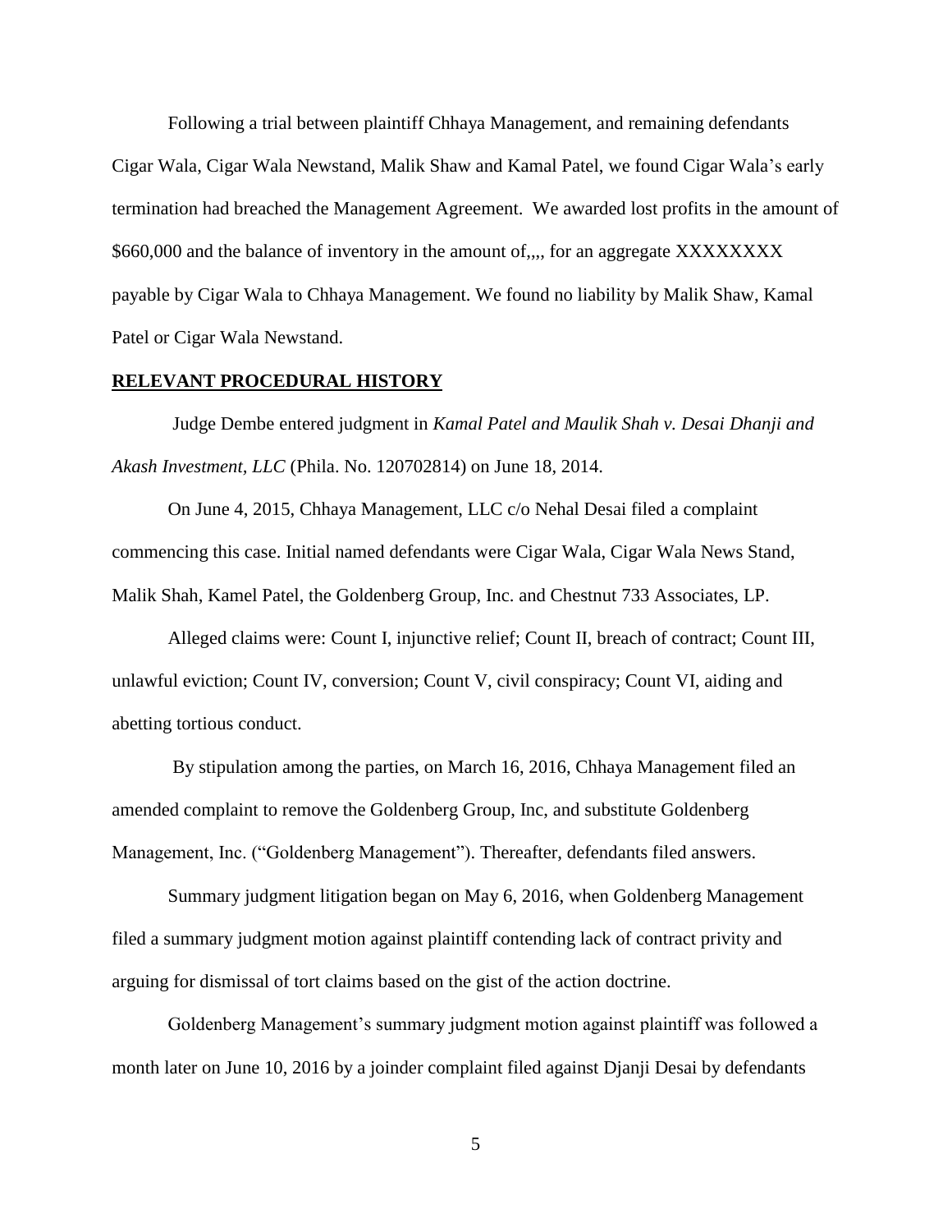Following a trial between plaintiff Chhaya Management, and remaining defendants Cigar Wala, Cigar Wala Newstand, Malik Shaw and Kamal Patel, we found Cigar Wala's early termination had breached the Management Agreement. We awarded lost profits in the amount of $660,000 and the balance of inventory in the amount of,,,, for an aggregate XXXXXXXX payable by Cigar Wala to Chhaya Management. We found no liability by Malik Shaw, Kamal Patel or Cigar Wala Newstand.

**RELEVANT PROCEDURAL HISTORY**

Judge Dembe entered judgment in *Kamal Patel and Maulik Shah v. Desai Dhanji and Akash Investment, LLC* (Phila. No. 120702814) on June 18, 2014.

On June 4, 2015, Chhaya Management, LLC c/o Nehal Desai filed a complaint commencing this case. Initial named defendants were Cigar Wala, Cigar Wala News Stand, Malik Shah, Kamel Patel, the Goldenberg Group, Inc. and Chestnut 733 Associates, LP.

Alleged claims were: Count I, injunctive relief; Count II, breach of contract; Count III, unlawful eviction; Count IV, conversion; Count V, civil conspiracy; Count VI, aiding and abetting tortious conduct.

By stipulation among the parties, on March 16, 2016, Chhaya Management filed an amended complaint to remove the Goldenberg Group, Inc, and substitute Goldenberg Management, Inc. ("Goldenberg Management"). Thereafter, defendants filed answers.

Summary judgment litigation began on May 6, 2016, when Goldenberg Management filed a summary judgment motion against plaintiff contending lack of contract privity and arguing for dismissal of tort claims based on the gist of the action doctrine.

Goldenberg Management's summary judgment motion against plaintiff was followed a month later on June 10, 2016 by a joinder complaint filed against Djanji Desai by defendants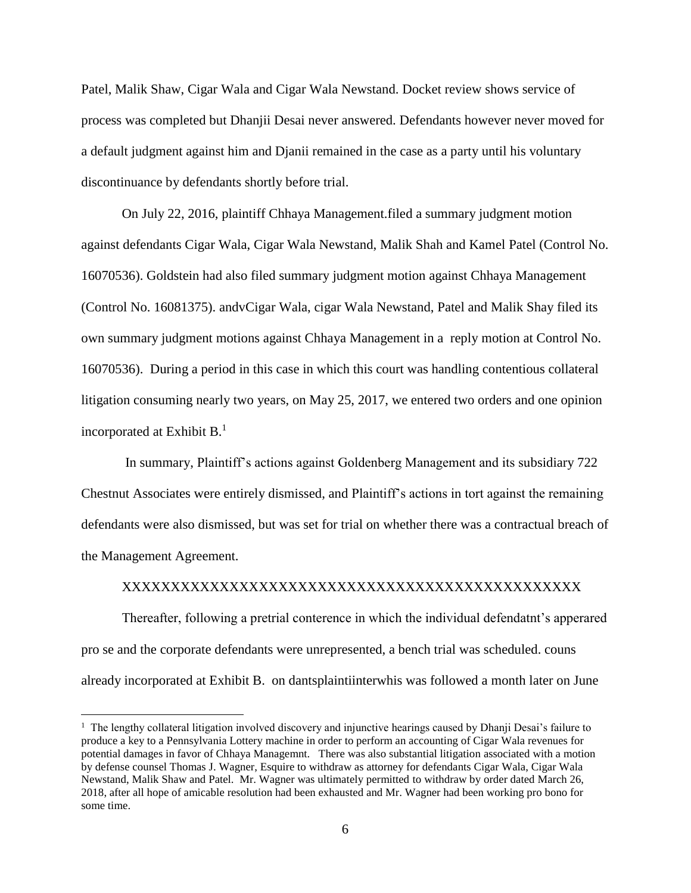Patel, Malik Shaw, Cigar Wala and Cigar Wala Newstand. Docket review shows service of process was completed but Dhanjii Desai never answered. Defendants however never moved for a default judgment against him and Djanii remained in the case as a party until his voluntary discontinuance by defendants shortly before trial.

On July 22, 2016, plaintiff Chhaya Management.filed a summary judgment motion against defendants Cigar Wala, Cigar Wala Newstand, Malik Shah and Kamel Patel (Control No. 16070536). Goldstein had also filed summary judgment motion against Chhaya Management (Control No. 16081375). andvCigar Wala, cigar Wala Newstand, Patel and Malik Shay filed its own summary judgment motions against Chhaya Management in a reply motion at Control No. 16070536). During a period in this case in which this court was handling contentious collateral litigation consuming nearly two years, on May 25, 2017, we entered two orders and one opinion incorporated at Exhibit B.[1]

In summary, Plaintiff's actions against Goldenberg Management and its subsidiary 722 Chestnut Associates were entirely dismissed, and Plaintiff's actions in tort against the remaining defendants were also dismissed, but was set for trial on whether there was a contractual breach of the Management Agreement.

XXXXXXXXXXXXXXXXXXXXXXXXXXXXXXXXXXXXXXXXXXXXXXX

Thereafter, following a pretrial conterence in which the individual defendatnt's apperared pro se and the corporate defendants were unrepresented, a bench trial was scheduled. couns already incorporated at Exhibit B. on dantsplaintiinterwhis was followed a month later on June

---

[1] The lengthy collateral litigation involved discovery and injunctive hearings caused by Dhanji Desai's failure to produce a key to a Pennsylvania Lottery machine in order to perform an accounting of Cigar Wala revenues for potential damages in favor of Chhaya Managemnt. There was also substantial litigation associated with a motion by defense counsel Thomas J. Wagner, Esquire to withdraw as attorney for defendants Cigar Wala, Cigar Wala Newstand, Malik Shaw and Patel. Mr. Wagner was ultimately permitted to withdraw by order dated March 26, 2018, after all hope of amicable resolution had been exhausted and Mr. Wagner had been working pro bono for some time.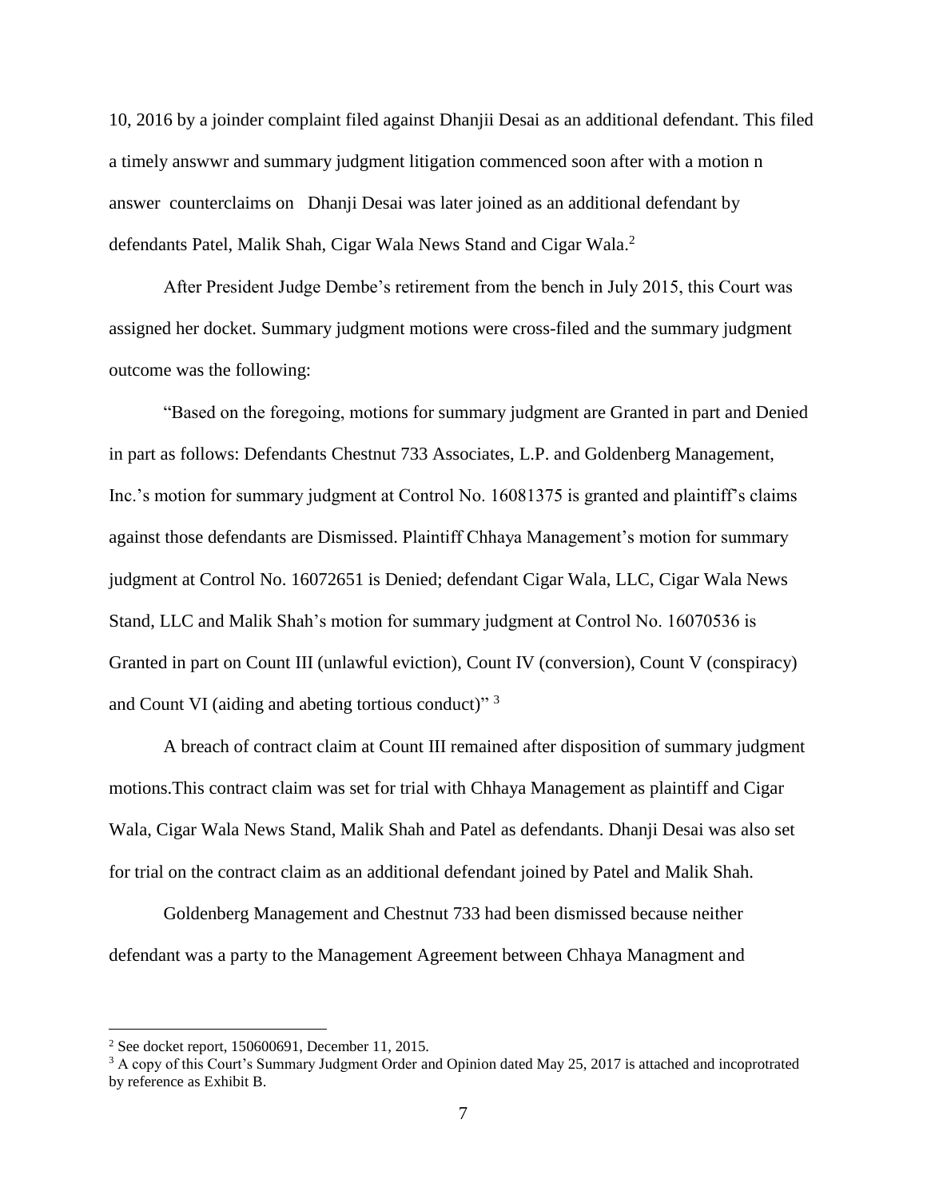10, 2016 by a joinder complaint filed against Dhanjii Desai as an additional defendant. This filed a timely answwr and summary judgment litigation commenced soon after with a motion n answer counterclaims on Dhanji Desai was later joined as an additional defendant by defendants Patel, Malik Shah, Cigar Wala News Stand and Cigar Wala.[2]

After President Judge Dembe's retirement from the bench in July 2015, this Court was assigned her docket. Summary judgment motions were cross-filed and the summary judgment outcome was the following:

"Based on the foregoing, motions for summary judgment are Granted in part and Denied in part as follows: Defendants Chestnut 733 Associates, L.P. and Goldenberg Management, Inc.'s motion for summary judgment at Control No. 16081375 is granted and plaintiff's claims against those defendants are Dismissed. Plaintiff Chhaya Management's motion for summary judgment at Control No. 16072651 is Denied; defendant Cigar Wala, LLC, Cigar Wala News Stand, LLC and Malik Shah's motion for summary judgment at Control No. 16070536 is Granted in part on Count III (unlawful eviction), Count IV (conversion), Count V (conspiracy) and Count VI (aiding and abeting tortious conduct)" [3]

A breach of contract claim at Count III remained after disposition of summary judgment motions.This contract claim was set for trial with Chhaya Management as plaintiff and Cigar Wala, Cigar Wala News Stand, Malik Shah and Patel as defendants. Dhanji Desai was also set for trial on the contract claim as an additional defendant joined by Patel and Malik Shah.

Goldenberg Management and Chestnut 733 had been dismissed because neither defendant was a party to the Management Agreement between Chhaya Managment and

---

[2] See docket report, 150600691, December 11, 2015.

[3] A copy of this Court's Summary Judgment Order and Opinion dated May 25, 2017 is attached and incoprotrated by reference as Exhibit B.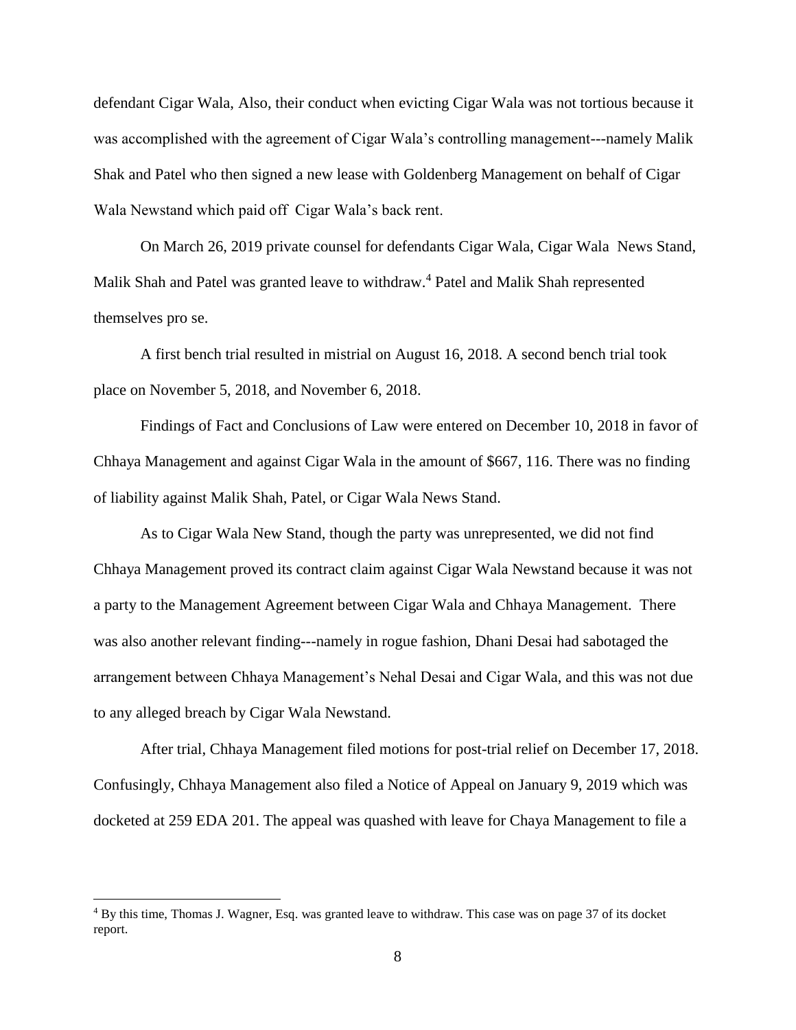defendant Cigar Wala, Also, their conduct when evicting Cigar Wala was not tortious because it was accomplished with the agreement of Cigar Wala's controlling management---namely Malik Shak and Patel who then signed a new lease with Goldenberg Management on behalf of Cigar Wala Newstand which paid off Cigar Wala's back rent.

On March 26, 2019 private counsel for defendants Cigar Wala, Cigar Wala News Stand, Malik Shah and Patel was granted leave to withdraw.[4] Patel and Malik Shah represented themselves pro se.

A first bench trial resulted in mistrial on August 16, 2018. A second bench trial took place on November 5, 2018, and November 6, 2018.

Findings of Fact and Conclusions of Law were entered on December 10, 2018 in favor of Chhaya Management and against Cigar Wala in the amount of $667, 116. There was no finding of liability against Malik Shah, Patel, or Cigar Wala News Stand.

As to Cigar Wala New Stand, though the party was unrepresented, we did not find Chhaya Management proved its contract claim against Cigar Wala Newstand because it was not a party to the Management Agreement between Cigar Wala and Chhaya Management. There was also another relevant finding---namely in rogue fashion, Dhani Desai had sabotaged the arrangement between Chhaya Management's Nehal Desai and Cigar Wala, and this was not due to any alleged breach by Cigar Wala Newstand.

After trial, Chhaya Management filed motions for post-trial relief on December 17, 2018. Confusingly, Chhaya Management also filed a Notice of Appeal on January 9, 2019 which was docketed at 259 EDA 201. The appeal was quashed with leave for Chaya Management to file a

---

[4] By this time, Thomas J. Wagner, Esq. was granted leave to withdraw. This case was on page 37 of its docket report.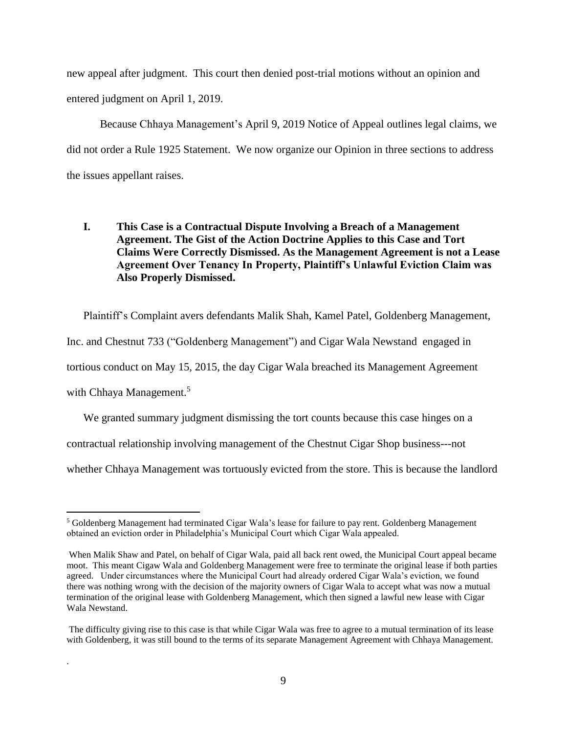new appeal after judgment. This court then denied post-trial motions without an opinion and entered judgment on April 1, 2019.

Because Chhaya Management's April 9, 2019 Notice of Appeal outlines legal claims, we did not order a Rule 1925 Statement. We now organize our Opinion in three sections to address the issues appellant raises.

## I. This Case is a Contractual Dispute Involving a Breach of a Management Agreement. The Gist of the Action Doctrine Applies to this Case and Tort Claims Were Correctly Dismissed. As the Management Agreement is not a Lease Agreement Over Tenancy In Property, Plaintiff's Unlawful Eviction Claim was Also Properly Dismissed.

Plaintiff's Complaint avers defendants Malik Shah, Kamel Patel, Goldenberg Management, Inc. and Chestnut 733 ("Goldenberg Management") and Cigar Wala Newstand engaged in tortious conduct on May 15, 2015, the day Cigar Wala breached its Management Agreement with Chhaya Management.[5]

We granted summary judgment dismissing the tort counts because this case hinges on a contractual relationship involving management of the Chestnut Cigar Shop business---not whether Chhaya Management was tortuously evicted from the store. This is because the landlord

---

[5] Goldenberg Management had terminated Cigar Wala's lease for failure to pay rent. Goldenberg Management obtained an eviction order in Philadelphia's Municipal Court which Cigar Wala appealed.

When Malik Shaw and Patel, on behalf of Cigar Wala, paid all back rent owed, the Municipal Court appeal became moot. This meant Cigaw Wala and Goldenberg Management were free to terminate the original lease if both parties agreed. Under circumstances where the Municipal Court had already ordered Cigar Wala's eviction, we found there was nothing wrong with the decision of the majority owners of Cigar Wala to accept what was now a mutual termination of the original lease with Goldenberg Management, which then signed a lawful new lease with Cigar Wala Newstand.

The difficulty giving rise to this case is that while Cigar Wala was free to agree to a mutual termination of its lease with Goldenberg, it was still bound to the terms of its separate Management Agreement with Chhaya Management.

.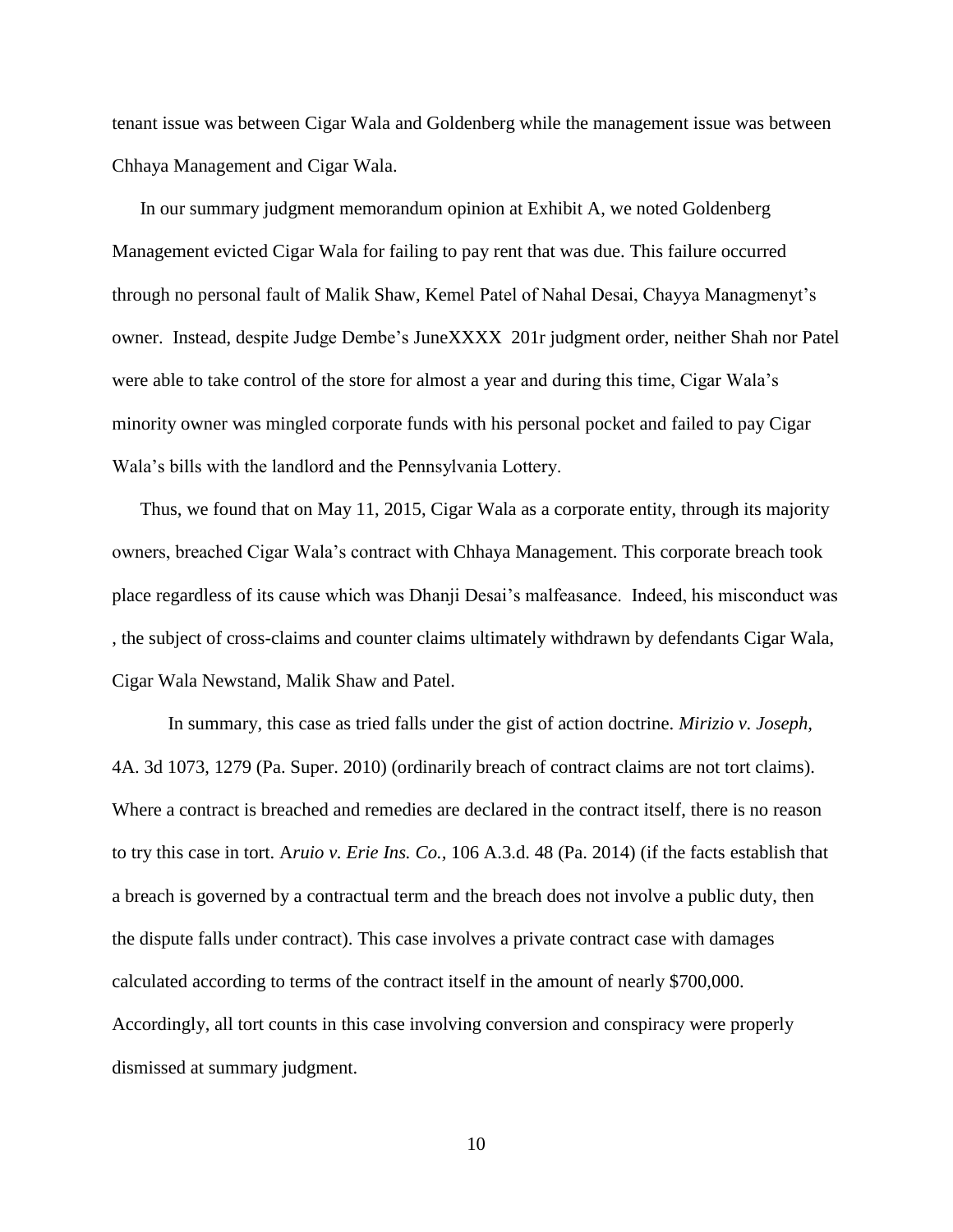tenant issue was between Cigar Wala and Goldenberg while the management issue was between Chhaya Management and Cigar Wala.

In our summary judgment memorandum opinion at Exhibit A, we noted Goldenberg Management evicted Cigar Wala for failing to pay rent that was due. This failure occurred through no personal fault of Malik Shaw, Kemel Patel of Nahal Desai, Chayya Managmenyt's owner. Instead, despite Judge Dembe's JuneXXXX 201r judgment order, neither Shah nor Patel were able to take control of the store for almost a year and during this time, Cigar Wala's minority owner was mingled corporate funds with his personal pocket and failed to pay Cigar Wala's bills with the landlord and the Pennsylvania Lottery.

Thus, we found that on May 11, 2015, Cigar Wala as a corporate entity, through its majority owners, breached Cigar Wala's contract with Chhaya Management. This corporate breach took place regardless of its cause which was Dhanji Desai's malfeasance. Indeed, his misconduct was , the subject of cross-claims and counter claims ultimately withdrawn by defendants Cigar Wala, Cigar Wala Newstand, Malik Shaw and Patel.

In summary, this case as tried falls under the gist of action doctrine. *Mirizio v. Joseph,* 4A. 3d 1073, 1279 (Pa. Super. 2010) (ordinarily breach of contract claims are not tort claims). Where a contract is breached and remedies are declared in the contract itself, there is no reason to try this case in tort. A*ruio v. Erie Ins. Co.*, 106 A.3.d. 48 (Pa. 2014) (if the facts establish that a breach is governed by a contractual term and the breach does not involve a public duty, then the dispute falls under contract). This case involves a private contract case with damages calculated according to terms of the contract itself in the amount of nearly $700,000. Accordingly, all tort counts in this case involving conversion and conspiracy were properly dismissed at summary judgment.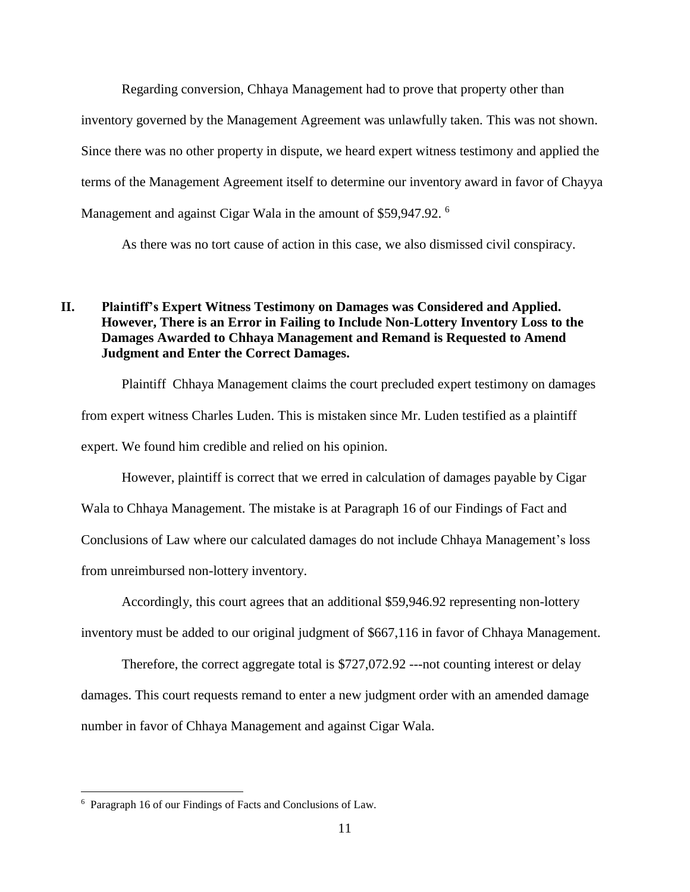Regarding conversion, Chhaya Management had to prove that property other than inventory governed by the Management Agreement was unlawfully taken. This was not shown. Since there was no other property in dispute, we heard expert witness testimony and applied the terms of the Management Agreement itself to determine our inventory award in favor of Chayya Management and against Cigar Wala in the amount of $59,947.92. [6]

As there was no tort cause of action in this case, we also dismissed civil conspiracy.

## II. Plaintiff's Expert Witness Testimony on Damages was Considered and Applied. However, There is an Error in Failing to Include Non-Lottery Inventory Loss to the Damages Awarded to Chhaya Management and Remand is Requested to Amend Judgment and Enter the Correct Damages.

Plaintiff Chhaya Management claims the court precluded expert testimony on damages from expert witness Charles Luden. This is mistaken since Mr. Luden testified as a plaintiff expert. We found him credible and relied on his opinion.

However, plaintiff is correct that we erred in calculation of damages payable by Cigar Wala to Chhaya Management. The mistake is at Paragraph 16 of our Findings of Fact and Conclusions of Law where our calculated damages do not include Chhaya Management's loss from unreimbursed non-lottery inventory.

Accordingly, this court agrees that an additional $59,946.92 representing non-lottery inventory must be added to our original judgment of $667,116 in favor of Chhaya Management.

Therefore, the correct aggregate total is $727,072.92 ---not counting interest or delay damages. This court requests remand to enter a new judgment order with an amended damage number in favor of Chhaya Management and against Cigar Wala.

---

[6] Paragraph 16 of our Findings of Facts and Conclusions of Law.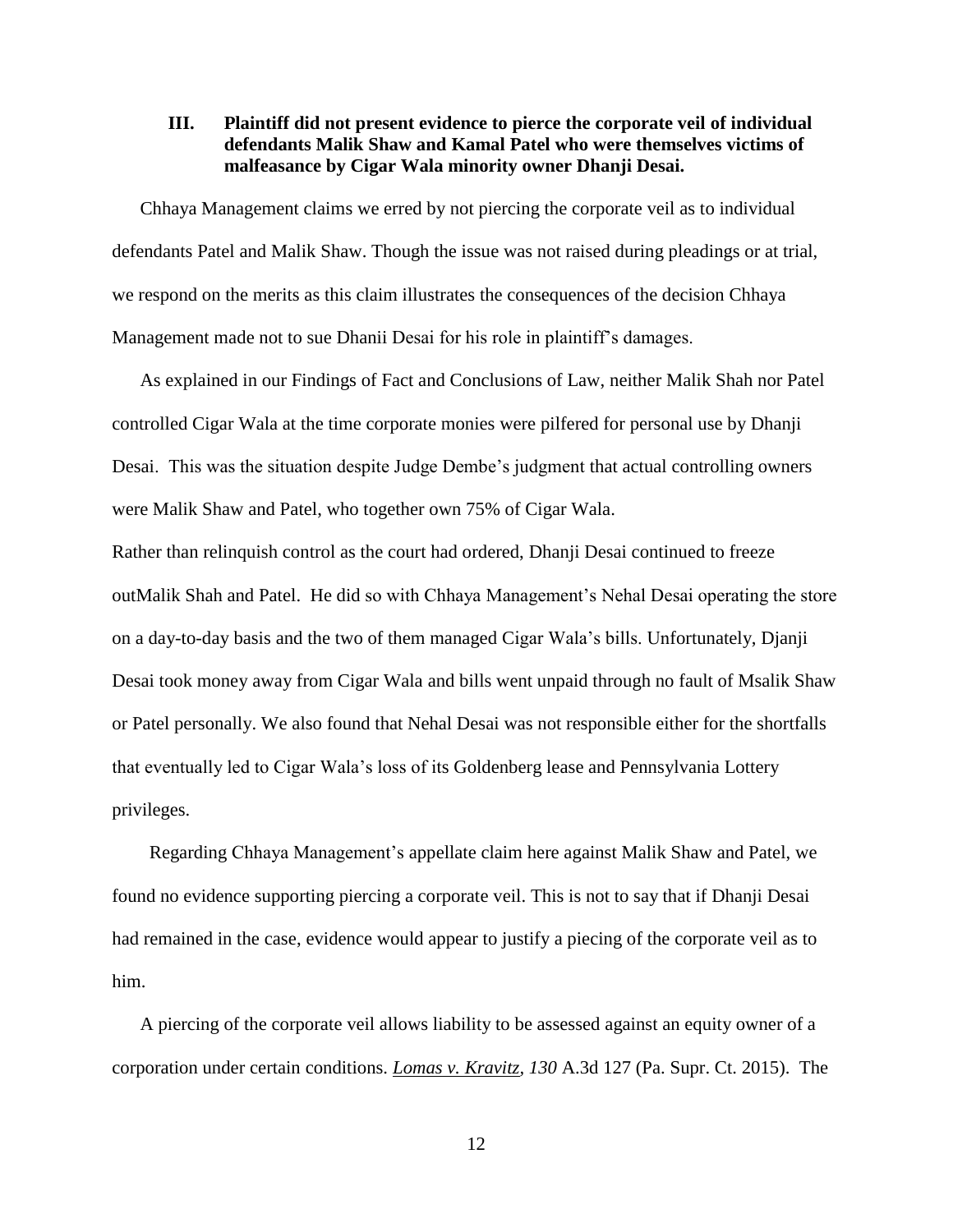**III. Plaintiff did not present evidence to pierce the corporate veil of individual defendants Malik Shaw and Kamal Patel who were themselves victims of malfeasance by Cigar Wala minority owner Dhanji Desai.**

Chhaya Management claims we erred by not piercing the corporate veil as to individual defendants Patel and Malik Shaw. Though the issue was not raised during pleadings or at trial, we respond on the merits as this claim illustrates the consequences of the decision Chhaya Management made not to sue Dhanii Desai for his role in plaintiff's damages.

As explained in our Findings of Fact and Conclusions of Law, neither Malik Shah nor Patel controlled Cigar Wala at the time corporate monies were pilfered for personal use by Dhanji Desai. This was the situation despite Judge Dembe's judgment that actual controlling owners were Malik Shaw and Patel, who together own 75% of Cigar Wala.
Rather than relinquish control as the court had ordered, Dhanji Desai continued to freeze outMalik Shah and Patel. He did so with Chhaya Management's Nehal Desai operating the store on a day-to-day basis and the two of them managed Cigar Wala's bills. Unfortunately, Djanji Desai took money away from Cigar Wala and bills went unpaid through no fault of Msalik Shaw or Patel personally. We also found that Nehal Desai was not responsible either for the shortfalls that eventually led to Cigar Wala's loss of its Goldenberg lease and Pennsylvania Lottery privileges.

Regarding Chhaya Management's appellate claim here against Malik Shaw and Patel, we found no evidence supporting piercing a corporate veil. This is not to say that if Dhanji Desai had remained in the case, evidence would appear to justify a piecing of the corporate veil as to him.

A piercing of the corporate veil allows liability to be assessed against an equity owner of a corporation under certain conditions. *Lomas v. Kravitz*, *130* A.3d 127 (Pa. Supr. Ct. 2015). The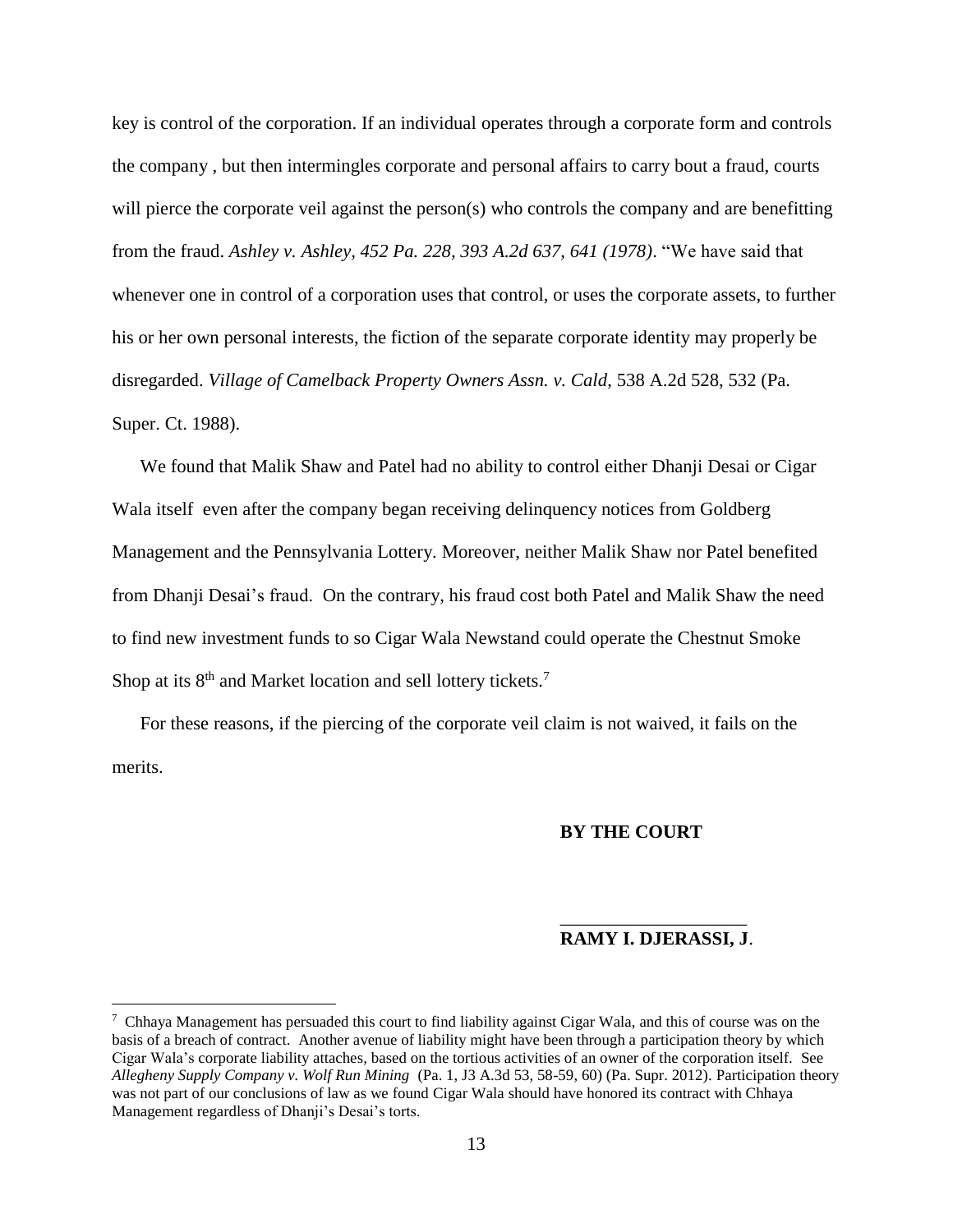key is control of the corporation. If an individual operates through a corporate form and controls the company , but then intermingles corporate and personal affairs to carry bout a fraud, courts will pierce the corporate veil against the person(s) who controls the company and are benefitting from the fraud. *Ashley v. Ashley, 452 Pa. 228, 393 A.2d 637, 641 (1978)*. "We have said that whenever one in control of a corporation uses that control, or uses the corporate assets, to further his or her own personal interests, the fiction of the separate corporate identity may properly be disregarded. *Village of Camelback Property Owners Assn. v. Cald*, 538 A.2d 528, 532 (Pa. Super. Ct. 1988).

We found that Malik Shaw and Patel had no ability to control either Dhanji Desai or Cigar Wala itself even after the company began receiving delinquency notices from Goldberg Management and the Pennsylvania Lottery. Moreover, neither Malik Shaw nor Patel benefited from Dhanji Desai's fraud. On the contrary, his fraud cost both Patel and Malik Shaw the need to find new investment funds to so Cigar Wala Newstand could operate the Chestnut Smoke Shop at its 8th and Market location and sell lottery tickets.[7]

For these reasons, if the piercing of the corporate veil claim is not waived, it fails on the merits.

**BY THE COURT**

\_\_\_\_\_\_\_\_\_\_\_\_\_\_\_\_\_\_\_\_

**RAMY I. DJERASSI, J**.

---

[7] Chhaya Management has persuaded this court to find liability against Cigar Wala, and this of course was on the basis of a breach of contract. Another avenue of liability might have been through a participation theory by which Cigar Wala's corporate liability attaches, based on the tortious activities of an owner of the corporation itself. See *Allegheny Supply Company v. Wolf Run Mining* (Pa. 1, J3 A.3d 53, 58-59, 60) (Pa. Supr. 2012). Participation theory was not part of our conclusions of law as we found Cigar Wala should have honored its contract with Chhaya Management regardless of Dhanji's Desai's torts.